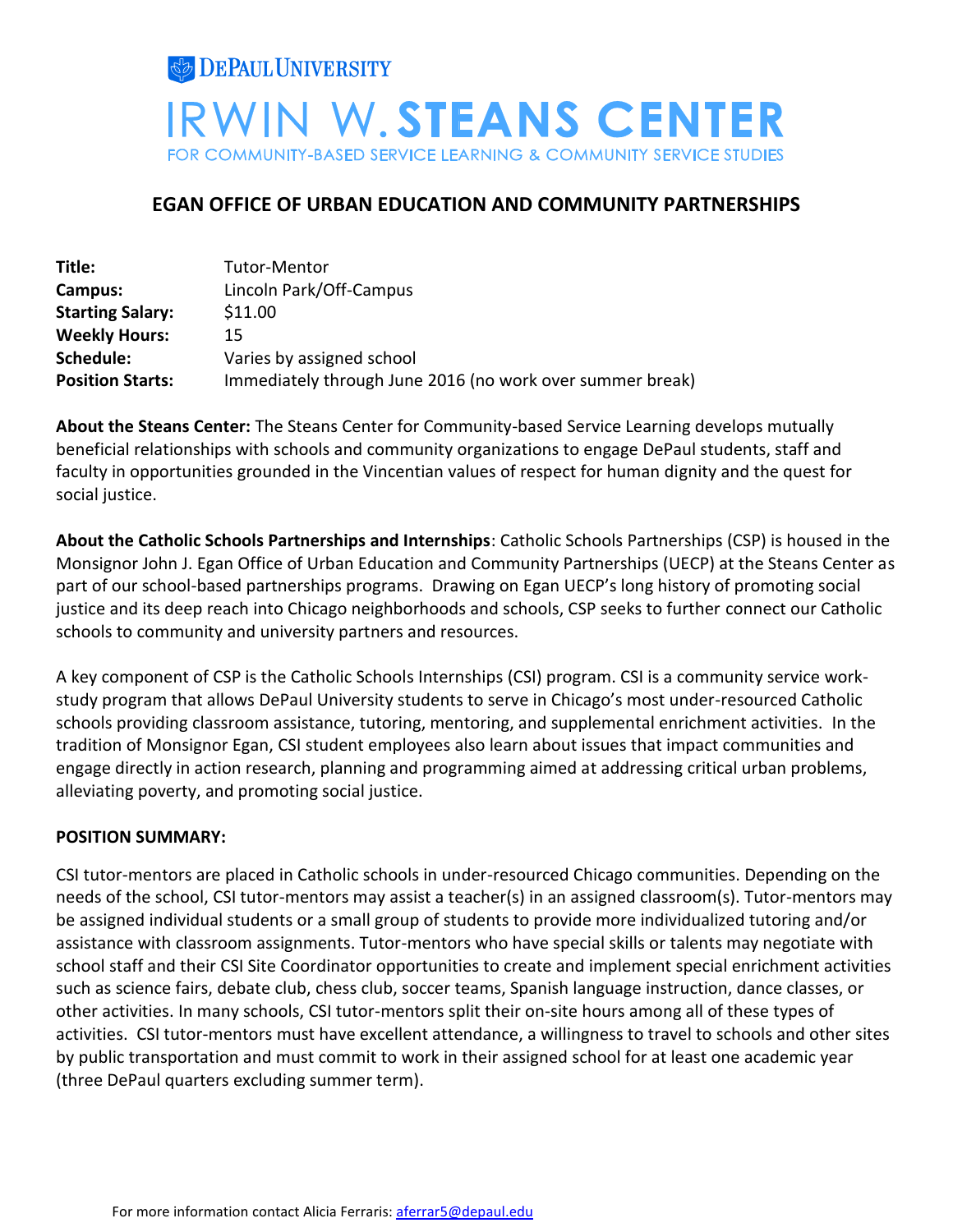DePaul University

# IRWIN W. STEANS CENTER

FOR COMMUNITY-BASED SERVICE LEARNING & COMMUNITY SERVICE STUDIES

## EGAN OFFICE OF URBAN EDUCATION AND COMMUNITY PARTNERSHIPS

| | |
|---|---|
| **Title:** | Tutor-Mentor |
| **Campus:** | Lincoln Park/Off-Campus |
| **Starting Salary:** | $11.00 |
| **Weekly Hours:** | 15 |
| **Schedule:** | Varies by assigned school |
| **Position Starts:** | Immediately through June 2016 (no work over summer break) |

**About the Steans Center:** The Steans Center for Community-based Service Learning develops mutually beneficial relationships with schools and community organizations to engage DePaul students, staff and faculty in opportunities grounded in the Vincentian values of respect for human dignity and the quest for social justice.

**About the Catholic Schools Partnerships and Internships**: Catholic Schools Partnerships (CSP) is housed in the Monsignor John J. Egan Office of Urban Education and Community Partnerships (UECP) at the Steans Center as part of our school-based partnerships programs. Drawing on Egan UECP's long history of promoting social justice and its deep reach into Chicago neighborhoods and schools, CSP seeks to further connect our Catholic schools to community and university partners and resources.

A key component of CSP is the Catholic Schools Internships (CSI) program. CSI is a community service work-study program that allows DePaul University students to serve in Chicago's most under-resourced Catholic schools providing classroom assistance, tutoring, mentoring, and supplemental enrichment activities. In the tradition of Monsignor Egan, CSI student employees also learn about issues that impact communities and engage directly in action research, planning and programming aimed at addressing critical urban problems, alleviating poverty, and promoting social justice.

**POSITION SUMMARY:**

CSI tutor-mentors are placed in Catholic schools in under-resourced Chicago communities. Depending on the needs of the school, CSI tutor-mentors may assist a teacher(s) in an assigned classroom(s). Tutor-mentors may be assigned individual students or a small group of students to provide more individualized tutoring and/or assistance with classroom assignments. Tutor-mentors who have special skills or talents may negotiate with school staff and their CSI Site Coordinator opportunities to create and implement special enrichment activities such as science fairs, debate club, chess club, soccer teams, Spanish language instruction, dance classes, or other activities. In many schools, CSI tutor-mentors split their on-site hours among all of these types of activities. CSI tutor-mentors must have excellent attendance, a willingness to travel to schools and other sites by public transportation and must commit to work in their assigned school for at least one academic year (three DePaul quarters excluding summer term).

For more information contact Alicia Ferraris: aferrar5@depaul.edu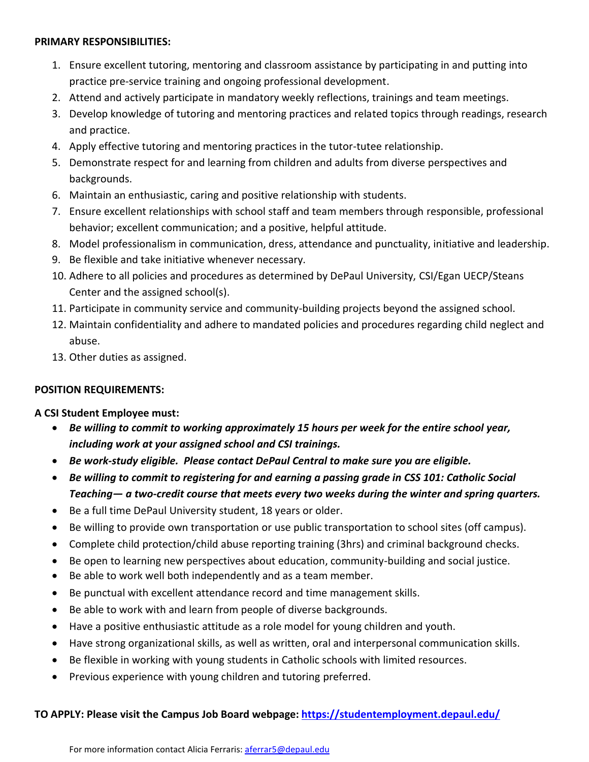**PRIMARY RESPONSIBILITIES:**

1. Ensure excellent tutoring, mentoring and classroom assistance by participating in and putting into practice pre-service training and ongoing professional development.
2. Attend and actively participate in mandatory weekly reflections, trainings and team meetings.
3. Develop knowledge of tutoring and mentoring practices and related topics through readings, research and practice.
4. Apply effective tutoring and mentoring practices in the tutor-tutee relationship.
5. Demonstrate respect for and learning from children and adults from diverse perspectives and backgrounds.
6. Maintain an enthusiastic, caring and positive relationship with students.
7. Ensure excellent relationships with school staff and team members through responsible, professional behavior; excellent communication; and a positive, helpful attitude.
8. Model professionalism in communication, dress, attendance and punctuality, initiative and leadership.
9. Be flexible and take initiative whenever necessary.
10. Adhere to all policies and procedures as determined by DePaul University, CSI/Egan UECP/Steans Center and the assigned school(s).
11. Participate in community service and community-building projects beyond the assigned school.
12. Maintain confidentiality and adhere to mandated policies and procedures regarding child neglect and abuse.
13. Other duties as assigned.

**POSITION REQUIREMENTS:**

**A CSI Student Employee must:**

- ***Be willing to commit to working approximately 15 hours per week for the entire school year, including work at your assigned school and CSI trainings.***
- ***Be work-study eligible. Please contact DePaul Central to make sure you are eligible.***
- ***Be willing to commit to registering for and earning a passing grade in CSS 101: Catholic Social Teaching— a two-credit course that meets every two weeks during the winter and spring quarters.***
- Be a full time DePaul University student, 18 years or older.
- Be willing to provide own transportation or use public transportation to school sites (off campus).
- Complete child protection/child abuse reporting training (3hrs) and criminal background checks.
- Be open to learning new perspectives about education, community-building and social justice.
- Be able to work well both independently and as a team member.
- Be punctual with excellent attendance record and time management skills.
- Be able to work with and learn from people of diverse backgrounds.
- Have a positive enthusiastic attitude as a role model for young children and youth.
- Have strong organizational skills, as well as written, oral and interpersonal communication skills.
- Be flexible in working with young students in Catholic schools with limited resources.
- Previous experience with young children and tutoring preferred.

**TO APPLY: Please visit the Campus Job Board webpage: [https://studentemployment.depaul.edu/](https://studentemployment.depaul.edu/)**

For more information contact Alicia Ferraris: [aferrar5@depaul.edu](mailto:aferrar5@depaul.edu)